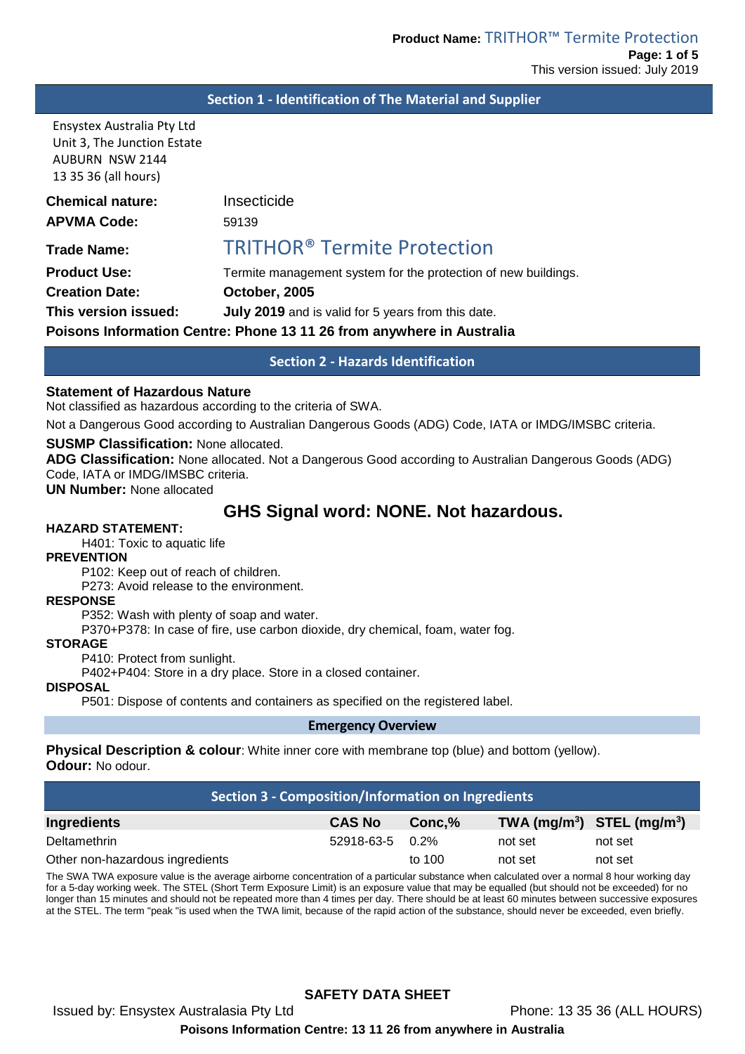## Section 1 - Identification of The Material and Supplier

Ensystex Australia Pty Ltd
Unit 3, The Junction Estate
AUBURN NSW 2144
13 35 36 (all hours)

**Chemical nature:** Insecticide

**APVMA Code:** 59139

**Trade Name:** TRITHOR® Termite Protection

**Product Use:** Termite management system for the protection of new buildings.

**Creation Date:** **October, 2005**

**This version issued:** **July 2019** and is valid for 5 years from this date.

**Poisons Information Centre: Phone 13 11 26 from anywhere in Australia**

## Section 2 - Hazards Identification

**Statement of Hazardous Nature**

Not classified as hazardous according to the criteria of SWA.

Not a Dangerous Good according to Australian Dangerous Goods (ADG) Code, IATA or IMDG/IMSBC criteria.

**SUSMP Classification:** None allocated.

**ADG Classification:** None allocated. Not a Dangerous Good according to Australian Dangerous Goods (ADG) Code, IATA or IMDG/IMSBC criteria.

**UN Number:** None allocated

### GHS Signal word: NONE. Not hazardous.

**HAZARD STATEMENT:**

H401: Toxic to aquatic life

**PREVENTION**

P102: Keep out of reach of children.

P273: Avoid release to the environment.

**RESPONSE**

P352: Wash with plenty of soap and water.

P370+P378: In case of fire, use carbon dioxide, dry chemical, foam, water fog.

**STORAGE**

P410: Protect from sunlight.

P402+P404: Store in a dry place. Store in a closed container.

**DISPOSAL**

P501: Dispose of contents and containers as specified on the registered label.

### Emergency Overview

**Physical Description & colour**: White inner core with membrane top (blue) and bottom (yellow).

**Odour:** No odour.

## Section 3 - Composition/Information on Ingredients

| Ingredients | CAS No | Conc,% | TWA ($mg/m^3$) | STEL ($mg/m^3$) |
|---|---|---|---|---|
| Deltamethrin | 52918-63-5 | 0.2% | not set | not set |
| Other non-hazardous ingredients | | to 100 | not set | not set |

The SWA TWA exposure value is the average airborne concentration of a particular substance when calculated over a normal 8 hour working day for a 5-day working week. The STEL (Short Term Exposure Limit) is an exposure value that may be equalled (but should not be exceeded) for no longer than 15 minutes and should not be repeated more than 4 times per day. There should be at least 60 minutes between successive exposures at the STEL. The term "peak "is used when the TWA limit, because of the rapid action of the substance, should never be exceeded, even briefly.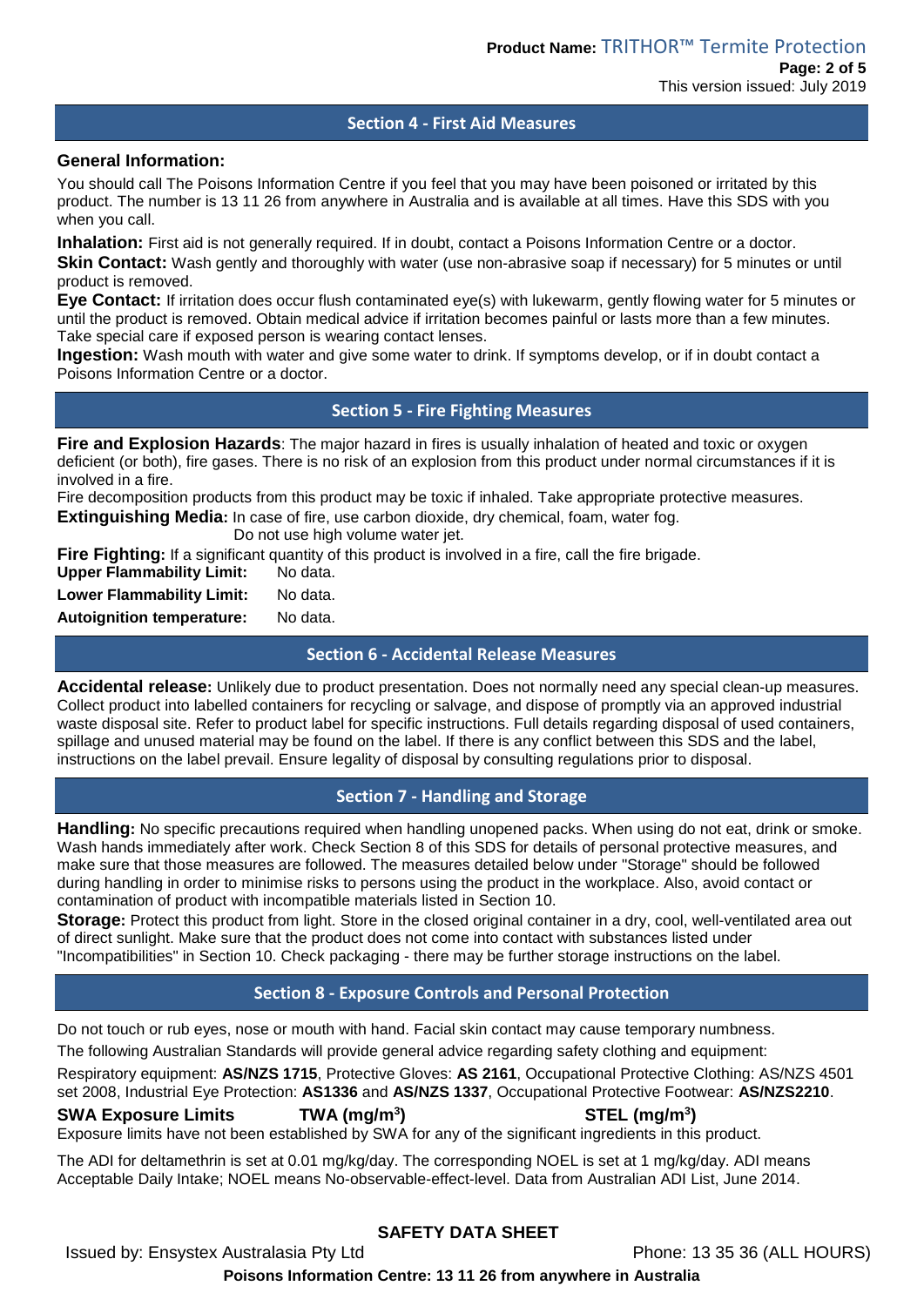## Section 4 - First Aid Measures

**General Information:**

You should call The Poisons Information Centre if you feel that you may have been poisoned or irritated by this product. The number is 13 11 26 from anywhere in Australia and is available at all times. Have this SDS with you when you call.

**Inhalation:** First aid is not generally required. If in doubt, contact a Poisons Information Centre or a doctor.

**Skin Contact:** Wash gently and thoroughly with water (use non-abrasive soap if necessary) for 5 minutes or until product is removed.

**Eye Contact:** If irritation does occur flush contaminated eye(s) with lukewarm, gently flowing water for 5 minutes or until the product is removed. Obtain medical advice if irritation becomes painful or lasts more than a few minutes. Take special care if exposed person is wearing contact lenses.

**Ingestion:** Wash mouth with water and give some water to drink. If symptoms develop, or if in doubt contact a Poisons Information Centre or a doctor.

## Section 5 - Fire Fighting Measures

**Fire and Explosion Hazards**: The major hazard in fires is usually inhalation of heated and toxic or oxygen deficient (or both), fire gases. There is no risk of an explosion from this product under normal circumstances if it is involved in a fire.

Fire decomposition products from this product may be toxic if inhaled. Take appropriate protective measures.

**Extinguishing Media:** In case of fire, use carbon dioxide, dry chemical, foam, water fog.
Do not use high volume water jet.

**Fire Fighting:** If a significant quantity of this product is involved in a fire, call the fire brigade.

**Upper Flammability Limit:** No data.

**Lower Flammability Limit:** No data.

**Autoignition temperature:** No data.

## Section 6 - Accidental Release Measures

**Accidental release:** Unlikely due to product presentation. Does not normally need any special clean-up measures. Collect product into labelled containers for recycling or salvage, and dispose of promptly via an approved industrial waste disposal site. Refer to product label for specific instructions. Full details regarding disposal of used containers, spillage and unused material may be found on the label. If there is any conflict between this SDS and the label, instructions on the label prevail. Ensure legality of disposal by consulting regulations prior to disposal.

## Section 7 - Handling and Storage

**Handling:** No specific precautions required when handling unopened packs. When using do not eat, drink or smoke. Wash hands immediately after work. Check Section 8 of this SDS for details of personal protective measures, and make sure that those measures are followed. The measures detailed below under "Storage" should be followed during handling in order to minimise risks to persons using the product in the workplace. Also, avoid contact or contamination of product with incompatible materials listed in Section 10.

**Storage:** Protect this product from light. Store in the closed original container in a dry, cool, well-ventilated area out of direct sunlight. Make sure that the product does not come into contact with substances listed under "Incompatibilities" in Section 10. Check packaging - there may be further storage instructions on the label.

## Section 8 - Exposure Controls and Personal Protection

Do not touch or rub eyes, nose or mouth with hand. Facial skin contact may cause temporary numbness.

The following Australian Standards will provide general advice regarding safety clothing and equipment:

Respiratory equipment: **AS/NZS 1715**, Protective Gloves: **AS 2161**, Occupational Protective Clothing: AS/NZS 4501 set 2008, Industrial Eye Protection: **AS1336** and **AS/NZS 1337**, Occupational Protective Footwear: **AS/NZS2210**.

| SWA Exposure Limits | TWA (mg/m$^3$) | STEL (mg/m$^3$) |
|---|---|---|

Exposure limits have not been established by SWA for any of the significant ingredients in this product.

The ADI for deltamethrin is set at 0.01 mg/kg/day. The corresponding NOEL is set at 1 mg/kg/day. ADI means Acceptable Daily Intake; NOEL means No-observable-effect-level. Data from Australian ADI List, June 2014.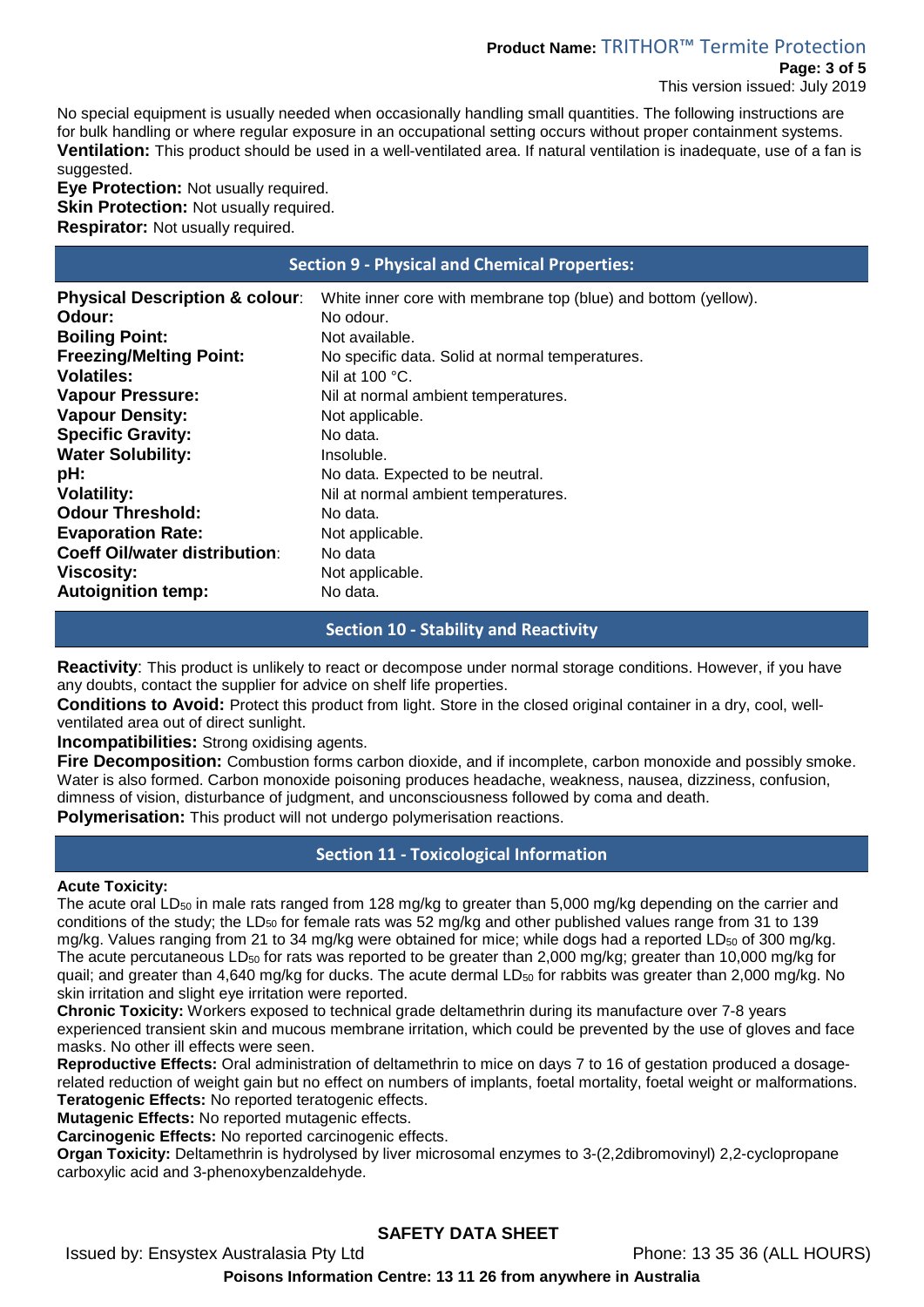No special equipment is usually needed when occasionally handling small quantities. The following instructions are for bulk handling or where regular exposure in an occupational setting occurs without proper containment systems.

**Ventilation:** This product should be used in a well-ventilated area. If natural ventilation is inadequate, use of a fan is suggested.

**Eye Protection:** Not usually required.

**Skin Protection:** Not usually required.

**Respirator:** Not usually required.

## Section 9 - Physical and Chemical Properties:

| | |
|---|---|
| **Physical Description & colour**: | White inner core with membrane top (blue) and bottom (yellow). |
| **Odour:** | No odour. |
| **Boiling Point:** | Not available. |
| **Freezing/Melting Point:** | No specific data. Solid at normal temperatures. |
| **Volatiles:** | Nil at 100 °C. |
| **Vapour Pressure:** | Nil at normal ambient temperatures. |
| **Vapour Density:** | Not applicable. |
| **Specific Gravity:** | No data. |
| **Water Solubility:** | Insoluble. |
| **pH:** | No data. Expected to be neutral. |
| **Volatility:** | Nil at normal ambient temperatures. |
| **Odour Threshold:** | No data. |
| **Evaporation Rate:** | Not applicable. |
| **Coeff Oil/water distribution**: | No data |
| **Viscosity:** | Not applicable. |
| **Autoignition temp:** | No data. |

## Section 10 - Stability and Reactivity

**Reactivity**: This product is unlikely to react or decompose under normal storage conditions. However, if you have any doubts, contact the supplier for advice on shelf life properties.

**Conditions to Avoid:** Protect this product from light. Store in the closed original container in a dry, cool, well-ventilated area out of direct sunlight.

**Incompatibilities:** Strong oxidising agents.

**Fire Decomposition:** Combustion forms carbon dioxide, and if incomplete, carbon monoxide and possibly smoke. Water is also formed. Carbon monoxide poisoning produces headache, weakness, nausea, dizziness, confusion, dimness of vision, disturbance of judgment, and unconsciousness followed by coma and death.

**Polymerisation:** This product will not undergo polymerisation reactions.

## Section 11 - Toxicological Information

**Acute Toxicity:**

The acute oral $LD_{50}$ in male rats ranged from 128 mg/kg to greater than 5,000 mg/kg depending on the carrier and conditions of the study; the $LD_{50}$ for female rats was 52 mg/kg and other published values range from 31 to 139 mg/kg. Values ranging from 21 to 34 mg/kg were obtained for mice; while dogs had a reported $LD_{50}$ of 300 mg/kg. The acute percutaneous $LD_{50}$ for rats was reported to be greater than 2,000 mg/kg; greater than 10,000 mg/kg for quail; and greater than 4,640 mg/kg for ducks. The acute dermal $LD_{50}$ for rabbits was greater than 2,000 mg/kg. No skin irritation and slight eye irritation were reported.

**Chronic Toxicity:** Workers exposed to technical grade deltamethrin during its manufacture over 7-8 years experienced transient skin and mucous membrane irritation, which could be prevented by the use of gloves and face masks. No other ill effects were seen.

**Reproductive Effects:** Oral administration of deltamethrin to mice on days 7 to 16 of gestation produced a dosage-related reduction of weight gain but no effect on numbers of implants, foetal mortality, foetal weight or malformations.

**Teratogenic Effects:** No reported teratogenic effects.

**Mutagenic Effects:** No reported mutagenic effects.

**Carcinogenic Effects:** No reported carcinogenic effects.

**Organ Toxicity:** Deltamethrin is hydrolysed by liver microsomal enzymes to 3-(2,2dibromovinyl) 2,2-cyclopropane carboxylic acid and 3-phenoxybenzaldehyde.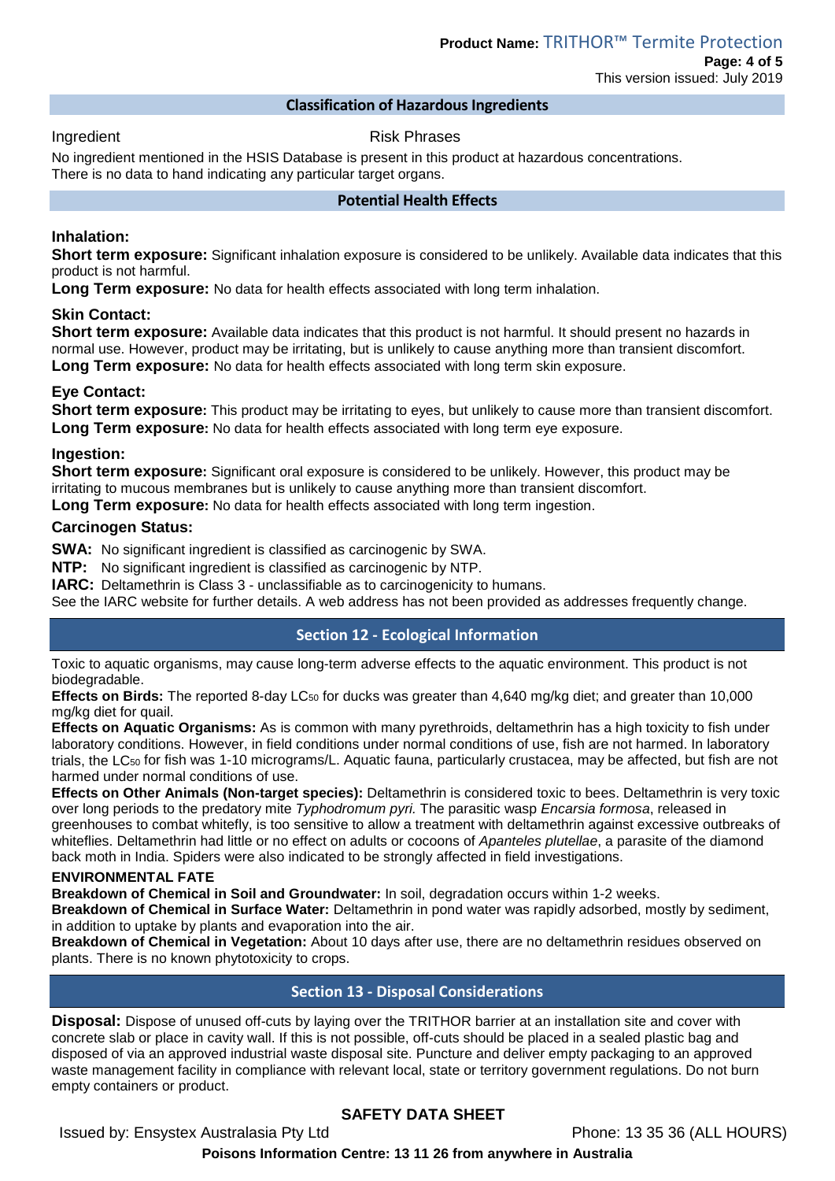## Classification of Hazardous Ingredients

| Ingredient | Risk Phrases |
| --- | --- |

No ingredient mentioned in the HSIS Database is present in this product at hazardous concentrations.
There is no data to hand indicating any particular target organs.

## Potential Health Effects

### Inhalation:

**Short term exposure:** Significant inhalation exposure is considered to be unlikely. Available data indicates that this product is not harmful.

**Long Term exposure:** No data for health effects associated with long term inhalation.

### Skin Contact:

**Short term exposure:** Available data indicates that this product is not harmful. It should present no hazards in normal use. However, product may be irritating, but is unlikely to cause anything more than transient discomfort.

**Long Term exposure:** No data for health effects associated with long term skin exposure.

### Eye Contact:

**Short term exposure:** This product may be irritating to eyes, but unlikely to cause more than transient discomfort.

**Long Term exposure:** No data for health effects associated with long term eye exposure.

### Ingestion:

**Short term exposure:** Significant oral exposure is considered to be unlikely. However, this product may be irritating to mucous membranes but is unlikely to cause anything more than transient discomfort.

**Long Term exposure:** No data for health effects associated with long term ingestion.

### Carcinogen Status:

**SWA:** No significant ingredient is classified as carcinogenic by SWA.

**NTP:** No significant ingredient is classified as carcinogenic by NTP.

**IARC:** Deltamethrin is Class 3 - unclassifiable as to carcinogenicity to humans.

See the IARC website for further details. A web address has not been provided as addresses frequently change.

## Section 12 - Ecological Information

Toxic to aquatic organisms, may cause long-term adverse effects to the aquatic environment. This product is not biodegradable.

**Effects on Birds:** The reported 8-day $LC_{50}$ for ducks was greater than 4,640 mg/kg diet; and greater than 10,000 mg/kg diet for quail.

**Effects on Aquatic Organisms:** As is common with many pyrethroids, deltamethrin has a high toxicity to fish under laboratory conditions. However, in field conditions under normal conditions of use, fish are not harmed. In laboratory trials, the $LC_{50}$ for fish was 1-10 micrograms/L. Aquatic fauna, particularly crustacea, may be affected, but fish are not harmed under normal conditions of use.

**Effects on Other Animals (Non-target species):** Deltamethrin is considered toxic to bees. Deltamethrin is very toxic over long periods to the predatory mite *Typhodromum pyri.* The parasitic wasp *Encarsia formosa*, released in greenhouses to combat whitefly, is too sensitive to allow a treatment with deltamethrin against excessive outbreaks of whiteflies. Deltamethrin had little or no effect on adults or cocoons of *Apanteles plutellae*, a parasite of the diamond back moth in India. Spiders were also indicated to be strongly affected in field investigations.

**ENVIRONMENTAL FATE**

**Breakdown of Chemical in Soil and Groundwater:** In soil, degradation occurs within 1-2 weeks.

**Breakdown of Chemical in Surface Water:** Deltamethrin in pond water was rapidly adsorbed, mostly by sediment, in addition to uptake by plants and evaporation into the air.

**Breakdown of Chemical in Vegetation:** About 10 days after use, there are no deltamethrin residues observed on plants. There is no known phytotoxicity to crops.

## Section 13 - Disposal Considerations

**Disposal:** Dispose of unused off-cuts by laying over the TRITHOR barrier at an installation site and cover with concrete slab or place in cavity wall. If this is not possible, off-cuts should be placed in a sealed plastic bag and disposed of via an approved industrial waste disposal site. Puncture and deliver empty packaging to an approved waste management facility in compliance with relevant local, state or territory government regulations. Do not burn empty containers or product.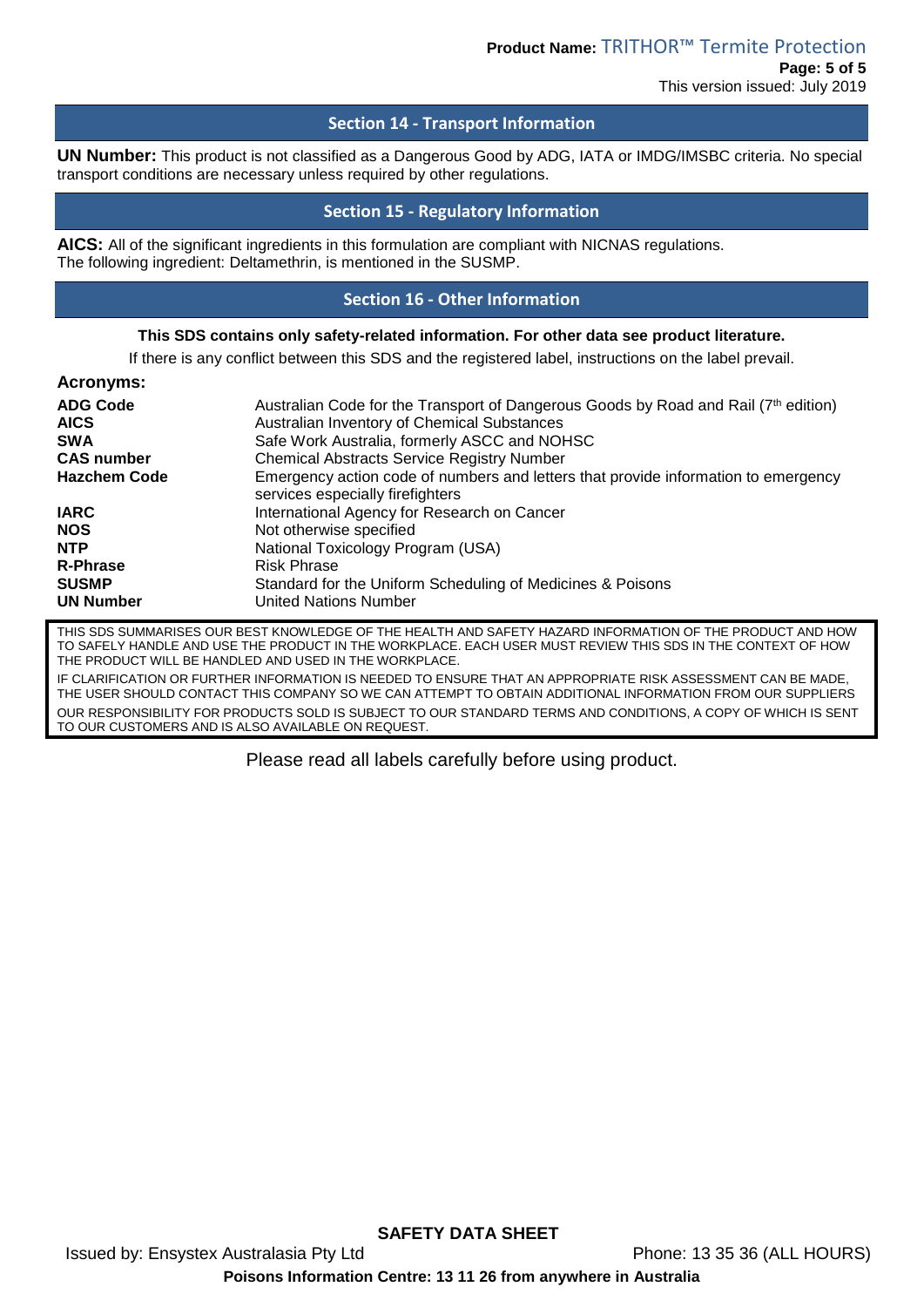## Section 14 - Transport Information

**UN Number:** This product is not classified as a Dangerous Good by ADG, IATA or IMDG/IMSBC criteria. No special transport conditions are necessary unless required by other regulations.

## Section 15 - Regulatory Information

**AICS:** All of the significant ingredients in this formulation are compliant with NICNAS regulations.
The following ingredient: Deltamethrin, is mentioned in the SUSMP.

## Section 16 - Other Information

**This SDS contains only safety-related information. For other data see product literature.**

If there is any conflict between this SDS and the registered label, instructions on the label prevail.

**Acronyms:**

| | |
|---|---|
| **ADG Code** | Australian Code for the Transport of Dangerous Goods by Road and Rail (7th edition) |
| **AICS** | Australian Inventory of Chemical Substances |
| **SWA** | Safe Work Australia, formerly ASCC and NOHSC |
| **CAS number** | Chemical Abstracts Service Registry Number |
| **Hazchem Code** | Emergency action code of numbers and letters that provide information to emergency services especially firefighters |
| **IARC** | International Agency for Research on Cancer |
| **NOS** | Not otherwise specified |
| **NTP** | National Toxicology Program (USA) |
| **R-Phrase** | Risk Phrase |
| **SUSMP** | Standard for the Uniform Scheduling of Medicines & Poisons |
| **UN Number** | United Nations Number |

THIS SDS SUMMARISES OUR BEST KNOWLEDGE OF THE HEALTH AND SAFETY HAZARD INFORMATION OF THE PRODUCT AND HOW TO SAFELY HANDLE AND USE THE PRODUCT IN THE WORKPLACE. EACH USER MUST REVIEW THIS SDS IN THE CONTEXT OF HOW THE PRODUCT WILL BE HANDLED AND USED IN THE WORKPLACE.

IF CLARIFICATION OR FURTHER INFORMATION IS NEEDED TO ENSURE THAT AN APPROPRIATE RISK ASSESSMENT CAN BE MADE, THE USER SHOULD CONTACT THIS COMPANY SO WE CAN ATTEMPT TO OBTAIN ADDITIONAL INFORMATION FROM OUR SUPPLIERS

OUR RESPONSIBILITY FOR PRODUCTS SOLD IS SUBJECT TO OUR STANDARD TERMS AND CONDITIONS, A COPY OF WHICH IS SENT TO OUR CUSTOMERS AND IS ALSO AVAILABLE ON REQUEST.

Please read all labels carefully before using product.